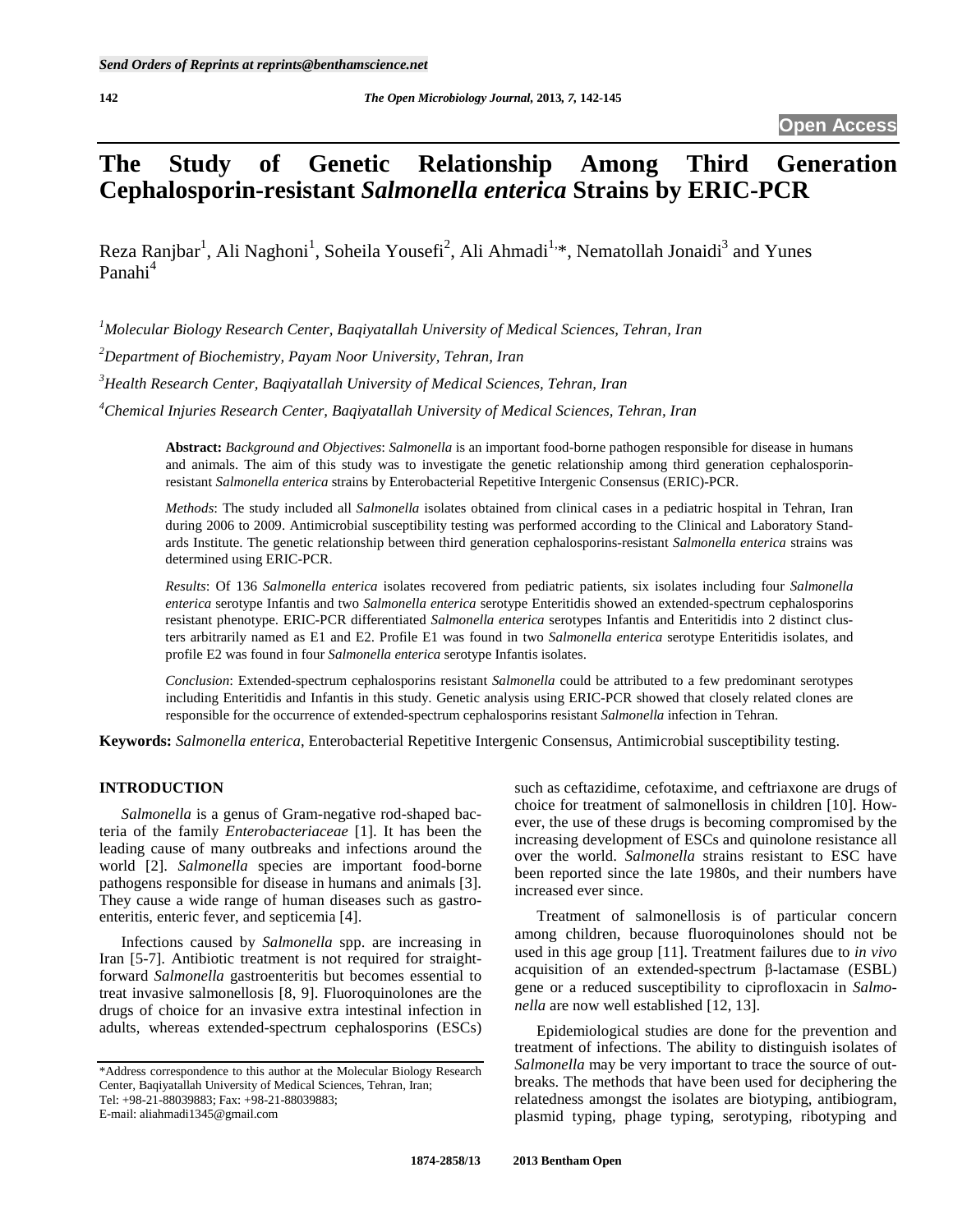# The Study of Genetic Relationship Among Third Generation Cephalosporin-resistant *Salmonella enterica* Strains by ERIC-PCR

Reza Ranjbar[1], Ali Naghoni[1], Soheila Yousefi[2], Ali Ahmadi[1,*], Nematollah Jonaidi[3] and Yunes Panahi[4]

[1]Molecular Biology Research Center, Baqiyatallah University of Medical Sciences, Tehran, Iran

[2]Department of Biochemistry, Payam Noor University, Tehran, Iran

[3]Health Research Center, Baqiyatallah University of Medical Sciences, Tehran, Iran

[4]Chemical Injuries Research Center, Baqiyatallah University of Medical Sciences, Tehran, Iran

**Abstract:** *Background and Objectives*: *Salmonella* is an important food-borne pathogen responsible for disease in humans and animals. The aim of this study was to investigate the genetic relationship among third generation cephalosporin-resistant *Salmonella enterica* strains by Enterobacterial Repetitive Intergenic Consensus (ERIC)-PCR.

*Methods*: The study included all *Salmonella* isolates obtained from clinical cases in a pediatric hospital in Tehran, Iran during 2006 to 2009. Antimicrobial susceptibility testing was performed according to the Clinical and Laboratory Standards Institute. The genetic relationship between third generation cephalosporins-resistant *Salmonella enterica* strains was determined using ERIC-PCR.

*Results*: Of 136 *Salmonella enterica* isolates recovered from pediatric patients, six isolates including four *Salmonella enterica* serotype Infantis and two *Salmonella enterica* serotype Enteritidis showed an extended-spectrum cephalosporins resistant phenotype. ERIC-PCR differentiated *Salmonella enterica* serotypes Infantis and Enteritidis into 2 distinct clusters arbitrarily named as E1 and E2. Profile E1 was found in two *Salmonella enterica* serotype Enteritidis isolates, and profile E2 was found in four *Salmonella enterica* serotype Infantis isolates.

*Conclusion*: Extended-spectrum cephalosporins resistant *Salmonella* could be attributed to a few predominant serotypes including Enteritidis and Infantis in this study. Genetic analysis using ERIC-PCR showed that closely related clones are responsible for the occurrence of extended-spectrum cephalosporins resistant *Salmonella* infection in Tehran.

**Keywords:** *Salmonella enterica*, Enterobacterial Repetitive Intergenic Consensus, Antimicrobial susceptibility testing.

## INTRODUCTION

*Salmonella* is a genus of Gram-negative rod-shaped bacteria of the family *Enterobacteriaceae* [1]. It has been the leading cause of many outbreaks and infections around the world [2]. *Salmonella* species are important food-borne pathogens responsible for disease in humans and animals [3]. They cause a wide range of human diseases such as gastroenteritis, enteric fever, and septicemia [4].

Infections caused by *Salmonella* spp. are increasing in Iran [5-7]. Antibiotic treatment is not required for straightforward *Salmonella* gastroenteritis but becomes essential to treat invasive salmonellosis [8, 9]. Fluoroquinolones are the drugs of choice for an invasive extra intestinal infection in adults, whereas extended-spectrum cephalosporins (ESCs) such as ceftazidime, cefotaxime, and ceftriaxone are drugs of choice for treatment of salmonellosis in children [10]. However, the use of these drugs is becoming compromised by the increasing development of ESCs and quinolone resistance all over the world. *Salmonella* strains resistant to ESC have been reported since the late 1980s, and their numbers have increased ever since.

Treatment of salmonellosis is of particular concern among children, because fluoroquinolones should not be used in this age group [11]. Treatment failures due to *in vivo* acquisition of an extended-spectrum β-lactamase (ESBL) gene or a reduced susceptibility to ciprofloxacin in *Salmonella* are now well established [12, 13].

Epidemiological studies are done for the prevention and treatment of infections. The ability to distinguish isolates of *Salmonella* may be very important to trace the source of outbreaks. The methods that have been used for deciphering the relatedness amongst the isolates are biotyping, antibiogram, plasmid typing, phage typing, serotyping, ribotyping and

*Address correspondence to this author at the Molecular Biology Research Center, Baqiyatallah University of Medical Sciences, Tehran, Iran; Tel: +98-21-88039883; Fax: +98-21-88039883; E-mail: aliahmadi1345@gmail.com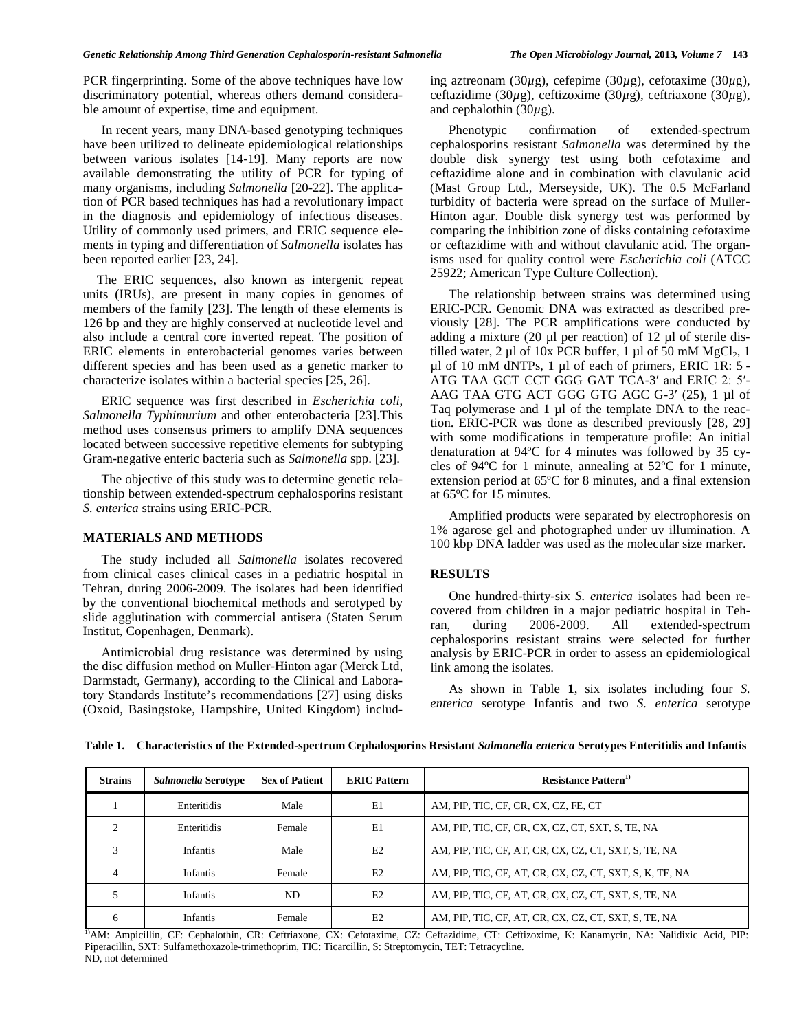PCR fingerprinting. Some of the above techniques have low discriminatory potential, whereas others demand considerable amount of expertise, time and equipment.

In recent years, many DNA-based genotyping techniques have been utilized to delineate epidemiological relationships between various isolates [14-19]. Many reports are now available demonstrating the utility of PCR for typing of many organisms, including *Salmonella* [20-22]. The application of PCR based techniques has had a revolutionary impact in the diagnosis and epidemiology of infectious diseases. Utility of commonly used primers, and ERIC sequence elements in typing and differentiation of *Salmonella* isolates has been reported earlier [23, 24].

The ERIC sequences, also known as intergenic repeat units (IRUs), are present in many copies in genomes of members of the family [23]. The length of these elements is 126 bp and they are highly conserved at nucleotide level and also include a central core inverted repeat. The position of ERIC elements in enterobacterial genomes varies between different species and has been used as a genetic marker to characterize isolates within a bacterial species [25, 26].

ERIC sequence was first described in *Escherichia coli*, *Salmonella Typhimurium* and other enterobacteria [23].This method uses consensus primers to amplify DNA sequences located between successive repetitive elements for subtyping Gram-negative enteric bacteria such as *Salmonella* spp. [23].

The objective of this study was to determine genetic relationship between extended-spectrum cephalosporins resistant *S. enterica* strains using ERIC-PCR.

## MATERIALS AND METHODS

The study included all *Salmonella* isolates recovered from clinical cases clinical cases in a pediatric hospital in Tehran, during 2006-2009. The isolates had been identified by the conventional biochemical methods and serotyped by slide agglutination with commercial antisera (Staten Serum Institut, Copenhagen, Denmark).

Antimicrobial drug resistance was determined by using the disc diffusion method on Muller-Hinton agar (Merck Ltd, Darmstadt, Germany), according to the Clinical and Laboratory Standards Institute's recommendations [27] using disks (Oxoid, Basingstoke, Hampshire, United Kingdom) including aztreonam (30$\mu$g), cefepime (30$\mu$g), cefotaxime (30$\mu$g), ceftazidime (30$\mu$g), ceftizoxime (30$\mu$g), ceftriaxone (30$\mu$g), and cephalothin (30$\mu$g).

Phenotypic confirmation of extended-spectrum cephalosporins resistant *Salmonella* was determined by the double disk synergy test using both cefotaxime and ceftazidime alone and in combination with clavulanic acid (Mast Group Ltd., Merseyside, UK). The 0.5 McFarland turbidity of bacteria were spread on the surface of Muller-Hinton agar. Double disk synergy test was performed by comparing the inhibition zone of disks containing cefotaxime or ceftazidime with and without clavulanic acid. The organisms used for quality control were *Escherichia coli* (ATCC 25922; American Type Culture Collection).

The relationship between strains was determined using ERIC-PCR. Genomic DNA was extracted as described previously [28]. The PCR amplifications were conducted by adding a mixture (20 µl per reaction) of 12 µl of sterile distilled water, 2 µl of 10x PCR buffer, 1 µl of 50 mM $MgCl_2$, 1 µl of 10 mM dNTPs, 1 µl of each of primers, ERIC 1R: 5 -ATG TAA GCT CCT GGG GAT TCA-3′ and ERIC 2: 5′-AAG TAA GTG ACT GGG GTG AGC G-3′ (25), 1 µl of Taq polymerase and 1 µl of the template DNA to the reaction. ERIC-PCR was done as described previously [28, 29] with some modifications in temperature profile: An initial denaturation at 94ºC for 4 minutes was followed by 35 cycles of 94ºC for 1 minute, annealing at 52ºC for 1 minute, extension period at 65ºC for 8 minutes, and a final extension at 65ºC for 15 minutes.

Amplified products were separated by electrophoresis on 1% agarose gel and photographed under uv illumination. A 100 kbp DNA ladder was used as the molecular size marker.

## RESULTS

One hundred-thirty-six *S. enterica* isolates had been recovered from children in a major pediatric hospital in Tehran, during 2006-2009. All extended-spectrum cephalosporins resistant strains were selected for further analysis by ERIC-PCR in order to assess an epidemiological link among the isolates.

As shown in Table **1**, six isolates including four *S. enterica* serotype Infantis and two *S. enterica* serotype

**Table 1. Characteristics of the Extended-spectrum Cephalosporins Resistant *Salmonella enterica* Serotypes Enteritidis and Infantis**

| Strains | *Salmonella* Serotype | Sex of Patient | ERIC Pattern | Resistance Pattern[1)] |
|---|---|---|---|---|
| 1 | Enteritidis | Male | E1 | AM, PIP, TIC, CF, CR, CX, CZ, FE, CT |
| 2 | Enteritidis | Female | E1 | AM, PIP, TIC, CF, CR, CX, CZ, CT, SXT, S, TE, NA |
| 3 | Infantis | Male | E2 | AM, PIP, TIC, CF, AT, CR, CX, CZ, CT, SXT, S, TE, NA |
| 4 | Infantis | Female | E2 | AM, PIP, TIC, CF, AT, CR, CX, CZ, CT, SXT, S, K, TE, NA |
| 5 | Infantis | ND | E2 | AM, PIP, TIC, CF, AT, CR, CX, CZ, CT, SXT, S, TE, NA |
| 6 | Infantis | Female | E2 | AM, PIP, TIC, CF, AT, CR, CX, CZ, CT, SXT, S, TE, NA |

[1)]AM: Ampicillin, CF: Cephalothin, CR: Ceftriaxone, CX: Cefotaxime, CZ: Ceftazidime, CT: Ceftizoxime, K: Kanamycin, NA: Nalidixic Acid, PIP: Piperacillin, SXT: Sulfamethoxazole-trimethoprim, TIC: Ticarcillin, S: Streptomycin, TET: Tetracycline.
ND, not determined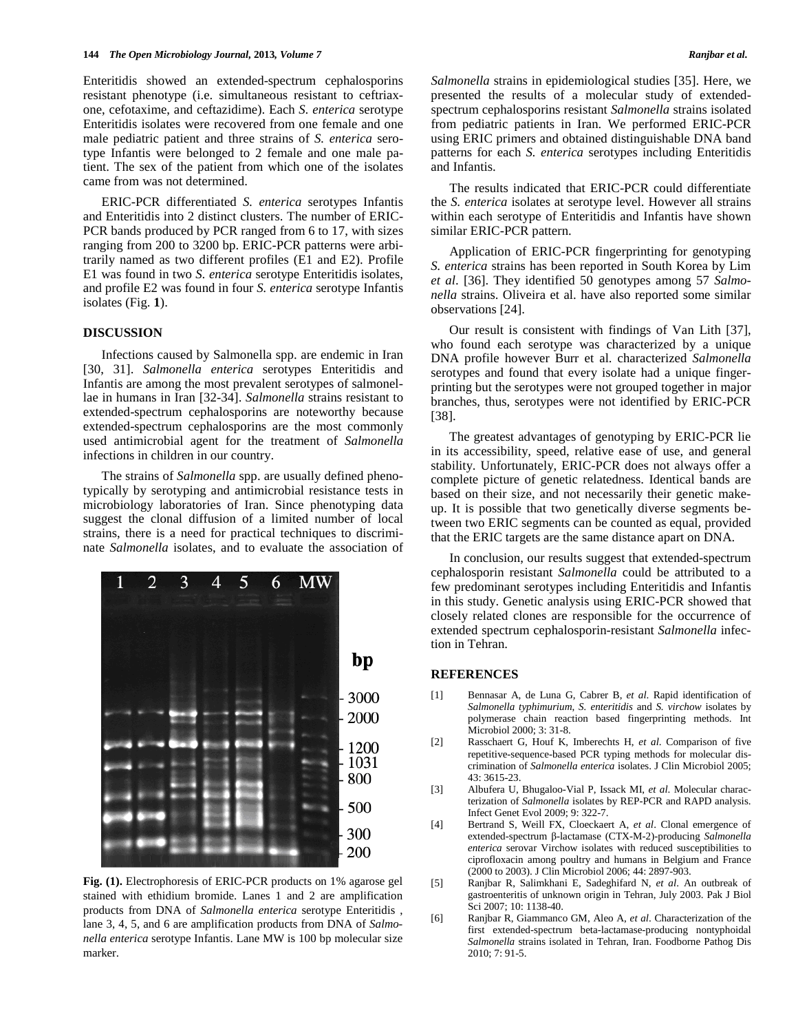Enteritidis showed an extended-spectrum cephalosporins resistant phenotype (i.e. simultaneous resistant to ceftriaxone, cefotaxime, and ceftazidime). Each *S. enterica* serotype Enteritidis isolates were recovered from one female and one male pediatric patient and three strains of *S. enterica* serotype Infantis were belonged to 2 female and one male patient. The sex of the patient from which one of the isolates came from was not determined.

ERIC-PCR differentiated *S. enterica* serotypes Infantis and Enteritidis into 2 distinct clusters. The number of ERIC-PCR bands produced by PCR ranged from 6 to 17, with sizes ranging from 200 to 3200 bp. ERIC-PCR patterns were arbitrarily named as two different profiles (E1 and E2). Profile E1 was found in two *S. enterica* serotype Enteritidis isolates, and profile E2 was found in four *S. enterica* serotype Infantis isolates (Fig. **1**).

## DISCUSSION

Infections caused by Salmonella spp. are endemic in Iran [30, 31]. *Salmonella enterica* serotypes Enteritidis and Infantis are among the most prevalent serotypes of salmonellae in humans in Iran [32-34]. *Salmonella* strains resistant to extended-spectrum cephalosporins are noteworthy because extended-spectrum cephalosporins are the most commonly used antimicrobial agent for the treatment of *Salmonella* infections in children in our country.

The strains of *Salmonella* spp. are usually defined phenotypically by serotyping and antimicrobial resistance tests in microbiology laboratories of Iran. Since phenotyping data suggest the clonal diffusion of a limited number of local strains, there is a need for practical techniques to discriminate *Salmonella* isolates, and to evaluate the association of *Salmonella* strains in epidemiological studies [35]. Here, we presented the results of a molecular study of extended-spectrum cephalosporins resistant *Salmonella* strains isolated from pediatric patients in Iran. We performed ERIC-PCR using ERIC primers and obtained distinguishable DNA band patterns for each *S. enterica* serotypes including Enteritidis and Infantis.

1 2 3 4 5 6 MW

bp

3000
2000
1200
1031
800
500
300
200

**Fig. (1).** Electrophoresis of ERIC-PCR products on 1% agarose gel stained with ethidium bromide. Lanes 1 and 2 are amplification products from DNA of *Salmonella enterica* serotype Enteritidis , lane 3, 4, 5, and 6 are amplification products from DNA of *Salmonella enterica* serotype Infantis. Lane MW is 100 bp molecular size marker.

The results indicated that ERIC-PCR could differentiate the *S. enterica* isolates at serotype level. However all strains within each serotype of Enteritidis and Infantis have shown similar ERIC-PCR pattern.

Application of ERIC-PCR fingerprinting for genotyping *S. enterica* strains has been reported in South Korea by Lim *et al*. [36]. They identified 50 genotypes among 57 *Salmonella* strains. Oliveira et al. have also reported some similar observations [24].

Our result is consistent with findings of Van Lith [37], who found each serotype was characterized by a unique DNA profile however Burr et al. characterized *Salmonella* serotypes and found that every isolate had a unique fingerprinting but the serotypes were not grouped together in major branches, thus, serotypes were not identified by ERIC-PCR [38].

The greatest advantages of genotyping by ERIC-PCR lie in its accessibility, speed, relative ease of use, and general stability. Unfortunately, ERIC-PCR does not always offer a complete picture of genetic relatedness. Identical bands are based on their size, and not necessarily their genetic makeup. It is possible that two genetically diverse segments between two ERIC segments can be counted as equal, provided that the ERIC targets are the same distance apart on DNA.

In conclusion, our results suggest that extended-spectrum cephalosporin resistant *Salmonella* could be attributed to a few predominant serotypes including Enteritidis and Infantis in this study. Genetic analysis using ERIC-PCR showed that closely related clones are responsible for the occurrence of extended spectrum cephalosporin-resistant *Salmonella* infection in Tehran.

## REFERENCES

[1] Bennasar A, de Luna G, Cabrer B, *et al*. Rapid identification of *Salmonella typhimurium*, *S. enteritidis* and *S. virchow* isolates by polymerase chain reaction based fingerprinting methods. Int Microbiol 2000; 3: 31-8.

[2] Rasschaert G, Houf K, Imberechts H, *et al*. Comparison of five repetitive-sequence-based PCR typing methods for molecular discrimination of *Salmonella enterica* isolates. J Clin Microbiol 2005; 43: 3615-23.

[3] Albufera U, Bhugaloo-Vial P, Issack MI, *et al*. Molecular characterization of *Salmonella* isolates by REP-PCR and RAPD analysis. Infect Genet Evol 2009; 9: 322-7.

[4] Bertrand S, Weill FX, Cloeckaert A, *et al*. Clonal emergence of extended-spectrum β-lactamase (CTX-M-2)-producing *Salmonella enterica* serovar Virchow isolates with reduced susceptibilities to ciprofloxacin among poultry and humans in Belgium and France (2000 to 2003). J Clin Microbiol 2006; 44: 2897-903.

[5] Ranjbar R, Salimkhani E, Sadeghifard N, *et al*. An outbreak of gastroenteritis of unknown origin in Tehran, July 2003. Pak J Biol Sci 2007; 10: 1138-40.

[6] Ranjbar R, Giammanco GM, Aleo A, *et al*. Characterization of the first extended-spectrum beta-lactamase-producing nontyphoidal *Salmonella* strains isolated in Tehran, Iran. Foodborne Pathog Dis 2010; 7: 91-5.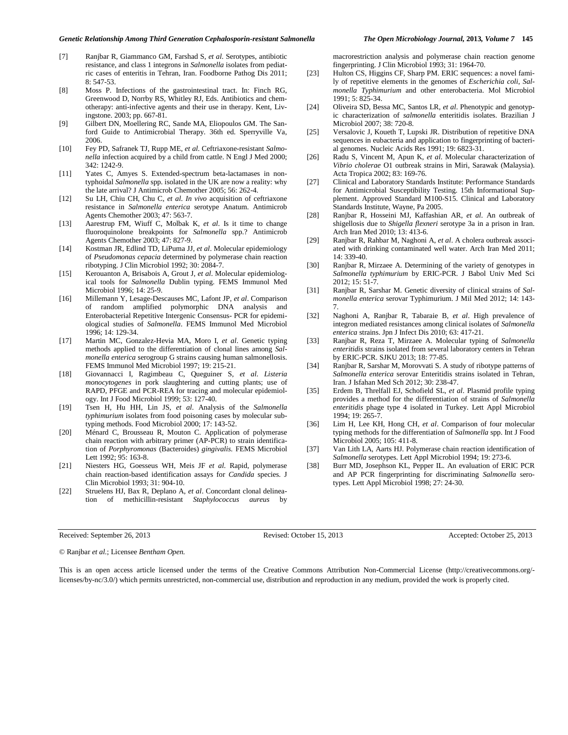[7] Ranjbar R, Giammanco GM, Farshad S, *et al*. Serotypes, antibiotic resistance, and class 1 integrons in *Salmonella* isolates from pediatric cases of enteritis in Tehran, Iran. Foodborne Pathog Dis 2011; 8: 547-53.

[8] Moss P. Infections of the gastrointestinal tract. In: Finch RG, Greenwood D, Norrby RS, Whitley RJ, Eds. Antibiotics and chemotherapy: anti-infective agents and their use in therapy. Kent, Livingstone. 2003; pp. 667-81.

[9] Gilbert DN, Moellering RC, Sande MA, Eliopoulos GM. The Sanford Guide to Antimicrobial Therapy. 36th ed. Sperryville Va, 2006.

[10] Fey PD, Safranek TJ, Rupp ME, *et al*. Ceftriaxone-resistant *Salmonella* infection acquired by a child from cattle. N Engl J Med 2000; 342: 1242-9.

[11] Yates C, Amyes S. Extended-spectrum beta-lactamases in non-typhoidal *Salmonella* spp. isolated in the UK are now a reality: why the late arrival? J Antimicrob Chemother 2005; 56: 262-4.

[12] Su LH, Chiu CH, Chu C, *et al*. *In vivo* acquisition of ceftriaxone resistance in *Salmonella enterica* serotype Anatum. Antimicrob Agents Chemother 2003; 47: 563-7.

[13] Aarestrup FM, Wiuff C, Molbak K, *et al*. Is it time to change fluoroquinolone breakpoints for *Salmonella* spp.? Antimicrob Agents Chemother 2003; 47: 827-9.

[14] Kostman JR, Edlind TD, LiPuma JJ, *et al*. Molecular epidemiology of *Pseudomonas cepacia* determined by polymerase chain reaction ribotyping. J Clin Microbiol 1992; 30: 2084-7.

[15] Kerouanton A, Brisabois A, Grout J, *et al*. Molecular epidemiological tools for *Salmonella* Dublin typing. FEMS Immunol Med Microbiol 1996; 14: 25-9.

[16] Millemann Y, Lesage-Descauses MC, Lafont JP, *et al*. Comparison of random amplified polymorphic DNA analysis and Enterobacterial Repetitive Intergenic Consensus- PCR for epidemiological studies of *Salmonella*. FEMS Immunol Med Microbiol 1996; 14: 129-34.

[17] Martin MC, Gonzalez-Hevia MA, Moro I, *et al*. Genetic typing methods applied to the differentiation of clonal lines among *Salmonella enterica* serogroup G strains causing human salmonellosis. FEMS Immunol Med Microbiol 1997; 19: 215-21.

[18] Giovannacci I, Ragimbeau C, Queguiner S, *et al*. *Listeria monocytogenes* in pork slaughtering and cutting plants; use of RAPD, PFGE and PCR-REA for tracing and molecular epidemiology. Int J Food Microbiol 1999; 53: 127-40.

[19] Tsen H, Hu HH, Lin JS, *et al*. Analysis of the *Salmonella typhimurium* isolates from food poisoning cases by molecular subtyping methods. Food Microbiol 2000; 17: 143-52.

[20] Ménard C, Brousseau R, Mouton C. Application of polymerase chain reaction with arbitrary primer (AP-PCR) to strain identification of *Porphyromonas* (Bacteroides) *gingivalis.* FEMS Microbiol Lett 1992; 95: 163-8.

[21] Niesters HG, Goesseus WH, Meis JF *et al*. Rapid, polymerase chain reaction-based identification assays for *Candida* species. J Clin Microbiol 1993; 31: 904-10.

[22] Struelens HJ, Bax R, Deplano A, *et al*. Concordant clonal delineation of methicillin-resistant *Staphylococcus aureus* by macrorestriction analysis and polymerase chain reaction genome fingerprinting. J Clin Microbiol 1993; 31: 1964-70.

[23] Hulton CS, Higgins CF, Sharp PM. ERIC sequences: a novel family of repetitive elements in the genomes of *Escherichia coli*, *Salmonella Typhimurium* and other enterobacteria. Mol Microbiol 1991; 5: 825-34.

[24] Oliveira SD, Bessa MC, Santos LR, *et al*. Phenotypic and genotypic characterization of *salmonella* enteritidis isolates. Brazilian J Microbiol 2007; 38: 720-8.

[25] Versalovic J, Koueth T, Lupski JR. Distribution of repetitive DNA sequences in eubacteria and application to fingerprinting of bacterial genomes. Nucleic Acids Res 1991; 19: 6823-31.

[26] Radu S, Vincent M, Apun K, *et al*. Molecular characterization of *Vibrio cholerae* O1 outbreak strains in Miri, Sarawak (Malaysia). Acta Tropica 2002; 83: 169-76.

[27] Clinical and Laboratory Standards Institute: Performance Standards for Antimicrobial Susceptibility Testing. 15th Informational Supplement. Approved Standard M100-S15. Clinical and Laboratory Standards Institute, Wayne, Pa 2005.

[28] Ranjbar R, Hosseini MJ, Kaffashian AR, *et al*. An outbreak of shigellosis due to *Shigella flexneri* serotype 3a in a prison in Iran. Arch Iran Med 2010; 13: 413-6.

[29] Ranjbar R, Rahbar M, Naghoni A, *et al*. A cholera outbreak associated with drinking contaminated well water. Arch Iran Med 2011; 14: 339-40.

[30] Ranjbar R, Mirzaee A. Determining of the variety of genotypes in *Salmonella typhimurium* by ERIC-PCR. J Babol Univ Med Sci 2012; 15: 51-7.

[31] Ranjbar R, Sarshar M. Genetic diversity of clinical strains of *Salmonella enterica* serovar Typhimurium. J Mil Med 2012; 14: 143-7.

[32] Naghoni A, Ranjbar R, Tabaraie B, *et al*. High prevalence of integron mediated resistances among clinical isolates of *Salmonella enterica* strains. Jpn J Infect Dis 2010; 63: 417-21.

[33] Ranjbar R, Reza T, Mirzaee A. Molecular typing of *Salmonella enteritidis* strains isolated from several laboratory centers in Tehran by ERIC-PCR. SJKU 2013; 18: 77-85.

[34] Ranjbar R, Sarshar M, Morovvati S. A study of ribotype patterns of *Salmonella enterica* serovar Enteritidis strains isolated in Tehran, Iran. J Isfahan Med Sch 2012; 30: 238-47.

[35] Erdem B, Threlfall EJ, Schofield SL, *et al*. Plasmid profile typing provides a method for the differentiation of strains of *Salmonella enteritidis* phage type 4 isolated in Turkey. Lett Appl Microbiol 1994; 19: 265-7.

[36] Lim H, Lee KH, Hong CH, *et al*. Comparison of four molecular typing methods for the differentiation of *Salmonella* spp. Int J Food Microbiol 2005; 105: 411-8.

[37] Van Lith LA, Aarts HJ. Polymerase chain reaction identification of *Salmonella* serotypes. Lett Appl Microbiol 1994; 19: 273-6.

[38] Burr MD, Josephson KL, Pepper IL. An evaluation of ERIC PCR and AP PCR fingerprinting for discriminating *Salmonella* serotypes. Lett Appl Microbiol 1998; 27: 24-30.

Received: September 26, 2013 Revised: October 15, 2013 Accepted: October 25, 2013

© Ranjbar *et al.*; Licensee *Bentham Open.*

This is an open access article licensed under the terms of the Creative Commons Attribution Non-Commercial License (http://creativecommons.org/-licenses/by-nc/3.0/) which permits unrestricted, non-commercial use, distribution and reproduction in any medium, provided the work is properly cited.